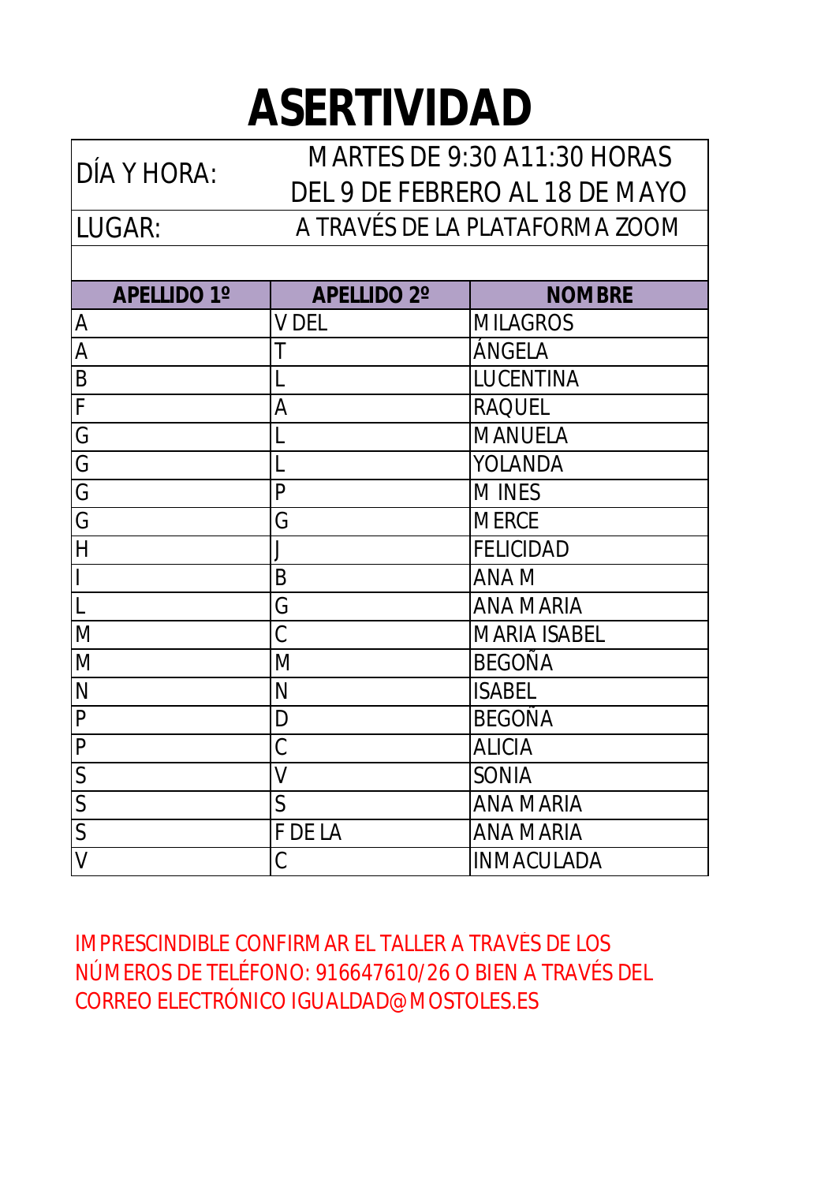# ASERTIVIDAD

| DÍA Y HORA: | MARTES DE 9:30 A11:30 HORAS DEL 9 DE FEBRERO AL 18 DE MAYO |
| --- | --- |
| LUGAR: | A TRAVÉS DE LA PLATAFORMA ZOOM |

| APELLIDO 1º | APELLIDO 2º | NOMBRE |
| --- | --- | --- |
| A | V DEL | MILAGROS |
| A | T | ÁNGELA |
| B | L | LUCENTINA |
| F | A | RAQUEL |
| G | L | MANUELA |
| G | L | YOLANDA |
| G | P | M INES |
| G | G | MERCE |
| H | J | FELICIDAD |
| I | B | ANA M |
| L | G | ANA MARIA |
| M | C | MARIA ISABEL |
| M | M | BEGOÑA |
| N | N | ISABEL |
| P | D | BEGOÑA |
| P | C | ALICIA |
| S | V | SONIA |
| S | S | ANA MARIA |
| S | F DE LA | ANA MARIA |
| V | C | INMACULADA |

IMPRESCINDIBLE CONFIRMAR EL TALLER A TRAVÉS DE LOS NÚMEROS DE TELÉFONO: 916647610/26 O BIEN A TRAVÉS DEL CORREO ELECTRÓNICO IGUALDAD@MOSTOLES.ES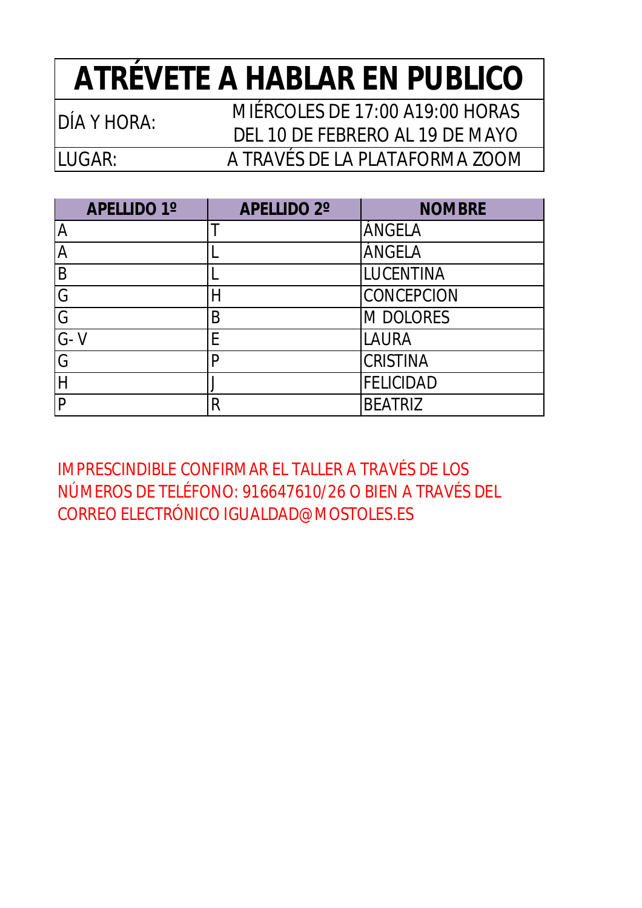# ATRÉVETE A HABLAR EN PUBLICO

| | |
|---|---|
| DÍA Y HORA: | MIÉRCOLES DE 17:00 A19:00 HORAS DEL 10 DE FEBRERO AL 19 DE MAYO |
| LUGAR: | A TRAVÉS DE LA PLATAFORMA ZOOM |

| APELLIDO 1º | APELLIDO 2º | NOMBRE |
|---|---|---|
| A | T | ÁNGELA |
| A | L | ÁNGELA |
| B | L | LUCENTINA |
| G | H | CONCEPCION |
| G | B | M DOLORES |
| G- V | E | LAURA |
| G | P | CRISTINA |
| H | J | FELICIDAD |
| P | R | BEATRIZ |

IMPRESCINDIBLE CONFIRMAR EL TALLER A TRAVÉS DE LOS NÚMEROS DE TELÉFONO: 916647610/26 O BIEN A TRAVÉS DEL CORREO ELECTRÓNICO IGUALDAD@MOSTOLES.ES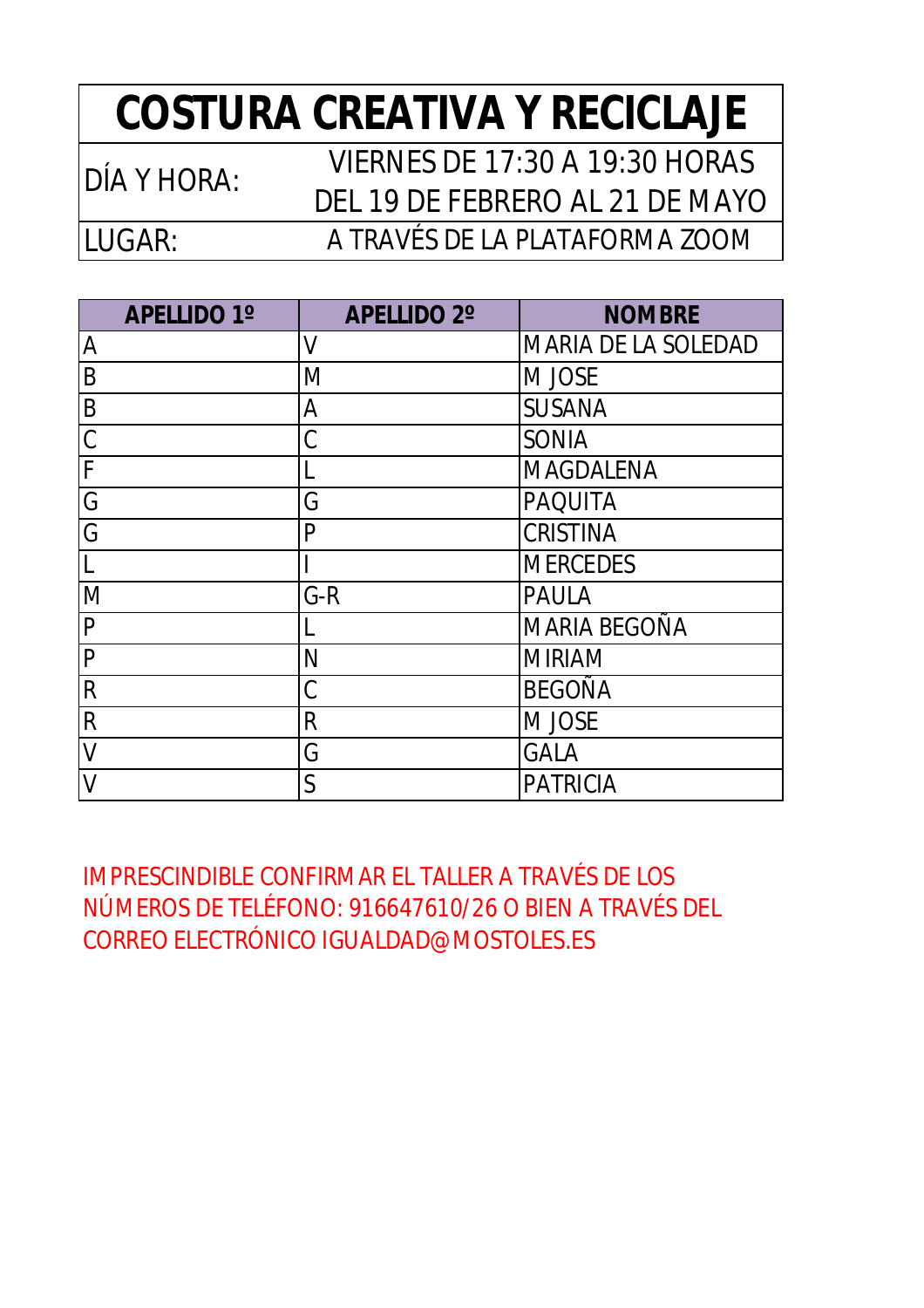# COSTURA CREATIVA Y RECICLAJE

| | |
|---|---|
| DÍA Y HORA: | VIERNES DE 17:30 A 19:30 HORAS DEL 19 DE FEBRERO AL 21 DE MAYO |
| LUGAR: | A TRAVÉS DE LA PLATAFORMA ZOOM |

| APELLIDO 1º | APELLIDO 2º | NOMBRE |
|---|---|---|
| A | V | MARIA DE LA SOLEDAD |
| B | M | M JOSE |
| B | A | SUSANA |
| C | C | SONIA |
| F | L | MAGDALENA |
| G | G | PAQUITA |
| G | P | CRISTINA |
| L | I | MERCEDES |
| M | G-R | PAULA |
| P | L | MARIA BEGOÑA |
| P | N | MIRIAM |
| R | C | BEGOÑA |
| R | R | M JOSE |
| V | G | GALA |
| V | S | PATRICIA |

IMPRESCINDIBLE CONFIRMAR EL TALLER A TRAVÉS DE LOS NÚMEROS DE TELÉFONO: 916647610/26 O BIEN A TRAVÉS DEL CORREO ELECTRÓNICO IGUALDAD@MOSTOLES.ES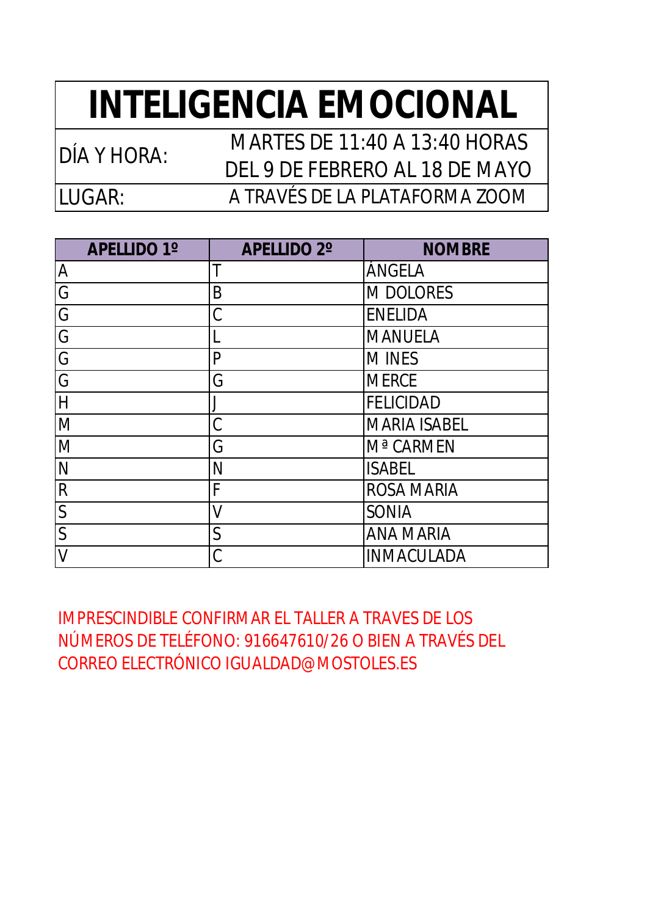# INTELIGENCIA EMOCIONAL

| | |
|---|---|
| DÍA Y HORA: | MARTES DE 11:40 A 13:40 HORAS<br>DEL 9 DE FEBRERO AL 18 DE MAYO |
| LUGAR: | A TRAVÉS DE LA PLATAFORMA ZOOM |

| APELLIDO 1º | APELLIDO 2º | NOMBRE |
|---|---|---|
| A | T | ÁNGELA |
| G | B | M DOLORES |
| G | C | ENELIDA |
| G | L | MANUELA |
| G | P | M INES |
| G | G | MERCE |
| H | J | FELICIDAD |
| M | C | MARIA ISABEL |
| M | G | Mª CARMEN |
| N | N | ISABEL |
| R | F | ROSA MARIA |
| S | V | SONIA |
| S | S | ANA MARIA |
| V | C | INMACULADA |

IMPRESCINDIBLE CONFIRMAR EL TALLER A TRAVES DE LOS NÚMEROS DE TELÉFONO: 916647610/26 O BIEN A TRAVÉS DEL CORREO ELECTRÓNICO IGUALDAD@MOSTOLES.ES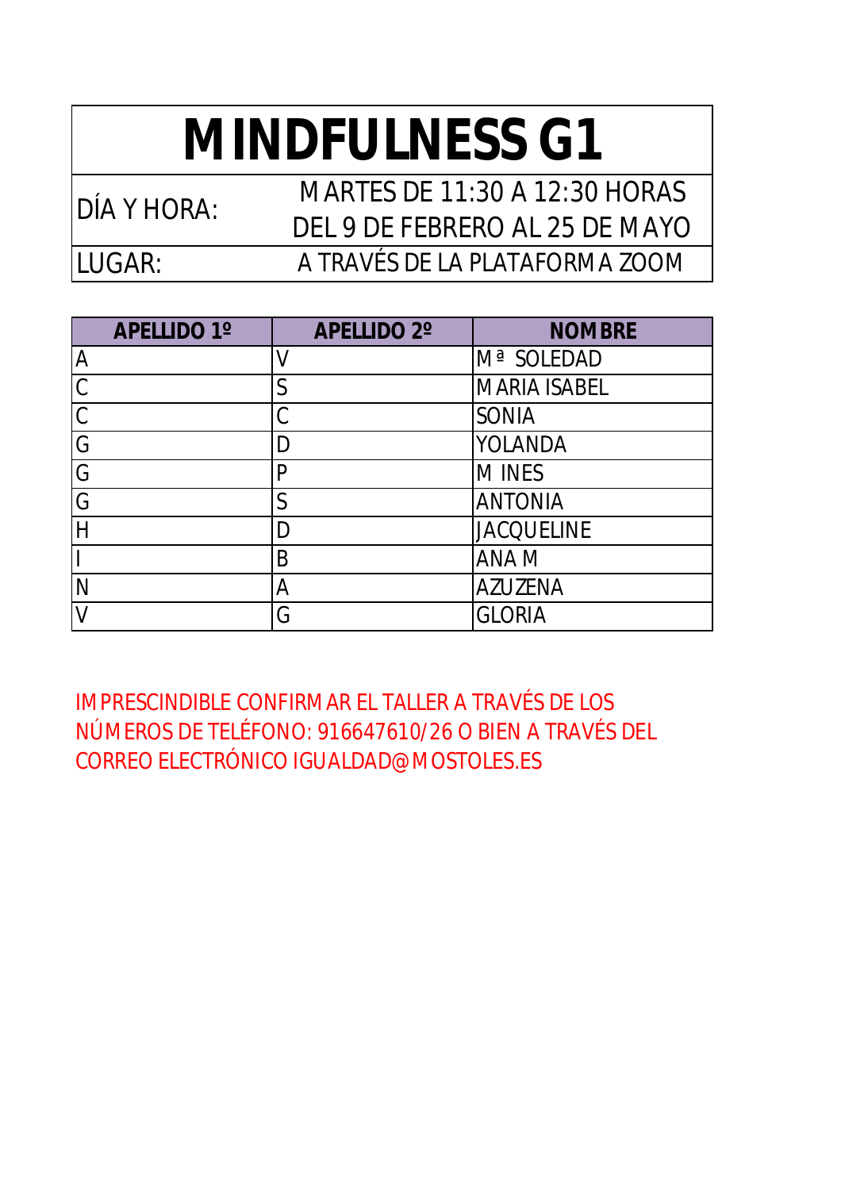# MINDFULNESS G1

| | |
|---|---|
| DÍA Y HORA: | MARTES DE 11:30 A 12:30 HORAS<br>DEL 9 DE FEBRERO AL 25 DE MAYO |
| LUGAR: | A TRAVÉS DE LA PLATAFORMA ZOOM |

| APELLIDO 1º | APELLIDO 2º | NOMBRE |
|---|---|---|
| A | V | Mª SOLEDAD |
| C | S | MARIA ISABEL |
| C | C | SONIA |
| G | D | YOLANDA |
| G | P | M INES |
| G | S | ANTONIA |
| H | D | JACQUELINE |
| I | B | ANA M |
| N | A | AZUZENA |
| V | G | GLORIA |

IMPRESCINDIBLE CONFIRMAR EL TALLER A TRAVÉS DE LOS NÚMEROS DE TELÉFONO: 916647610/26 O BIEN A TRAVÉS DEL CORREO ELECTRÓNICO IGUALDAD@MOSTOLES.ES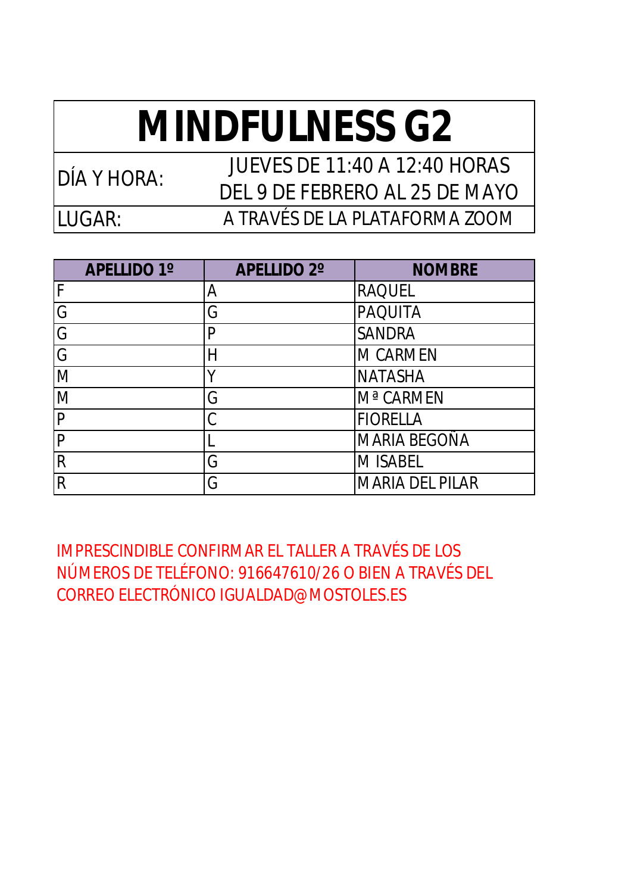# MINDFULNESS G2

| | |
|---|---|
| DÍA Y HORA: | JUEVES DE 11:40 A 12:40 HORAS DEL 9 DE FEBRERO AL 25 DE MAYO |
| LUGAR: | A TRAVÉS DE LA PLATAFORMA ZOOM |

| APELLIDO 1º | APELLIDO 2º | NOMBRE |
|---|---|---|
| F | A | RAQUEL |
| G | G | PAQUITA |
| G | P | SANDRA |
| G | H | M CARMEN |
| M | Y | NATASHA |
| M | G | Mª CARMEN |
| P | C | FIORELLA |
| P | L | MARIA BEGOÑA |
| R | G | M ISABEL |
| R | G | MARIA DEL PILAR |

IMPRESCINDIBLE CONFIRMAR EL TALLER A TRAVÉS DE LOS NÚMEROS DE TELÉFONO: 916647610/26 O BIEN A TRAVÉS DEL CORREO ELECTRÓNICO IGUALDAD@MOSTOLES.ES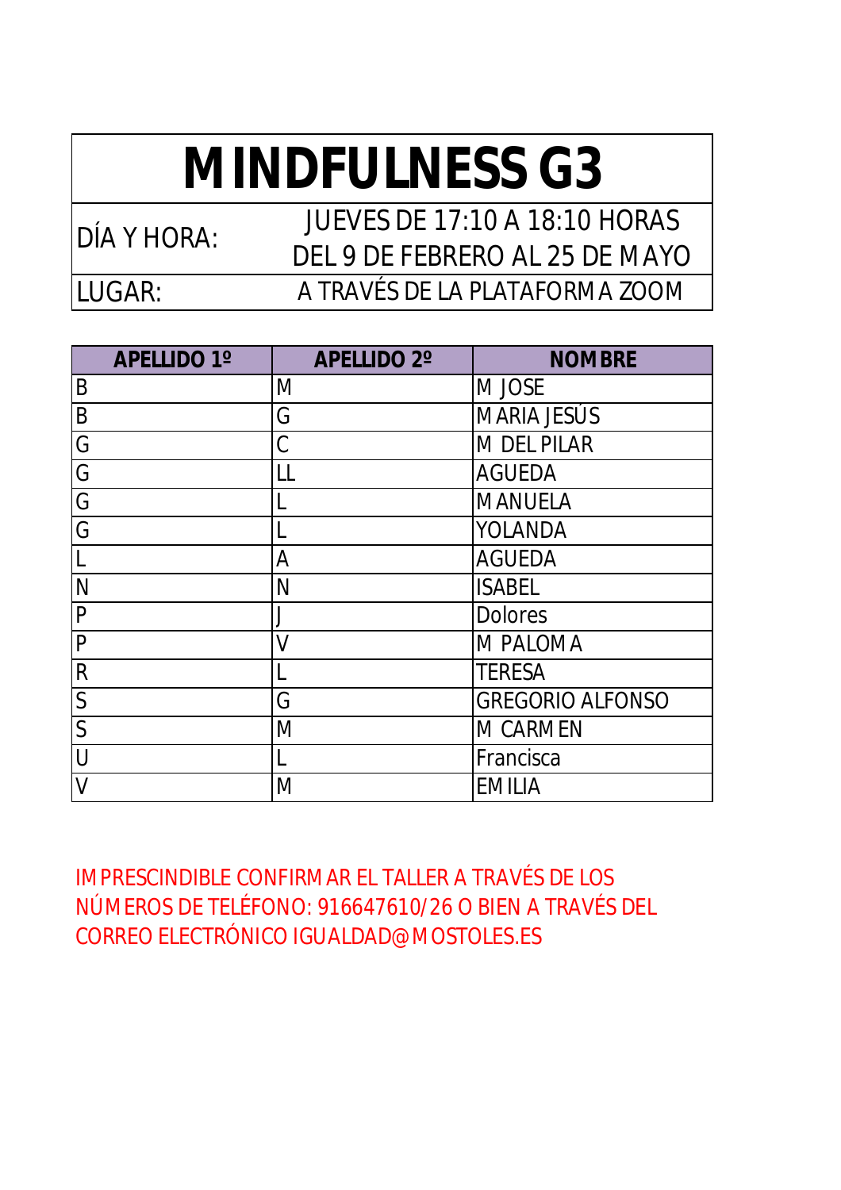# MINDFULNESS G3

| DÍA Y HORA: | JUEVES DE 17:10 A 18:10 HORAS DEL 9 DE FEBRERO AL 25 DE MAYO |
|---|---|
| LUGAR: | A TRAVÉS DE LA PLATAFORMA ZOOM |

| APELLIDO 1º | APELLIDO 2º | NOMBRE |
|---|---|---|
| B | M | M JOSE |
| B | G | MARIA JESÚS |
| G | C | M DEL PILAR |
| G | LL | AGUEDA |
| G | L | MANUELA |
| G | L | YOLANDA |
| L | A | AGUEDA |
| N | N | ISABEL |
| P | J | Dolores |
| P | V | M PALOMA |
| R | L | TERESA |
| S | G | GREGORIO ALFONSO |
| S | M | M CARMEN |
| U | L | Francisca |
| V | M | EMILIA |

IMPRESCINDIBLE CONFIRMAR EL TALLER A TRAVÉS DE LOS NÚMEROS DE TELÉFONO: 916647610/26 O BIEN A TRAVÉS DEL CORREO ELECTRÓNICO IGUALDAD@MOSTOLES.ES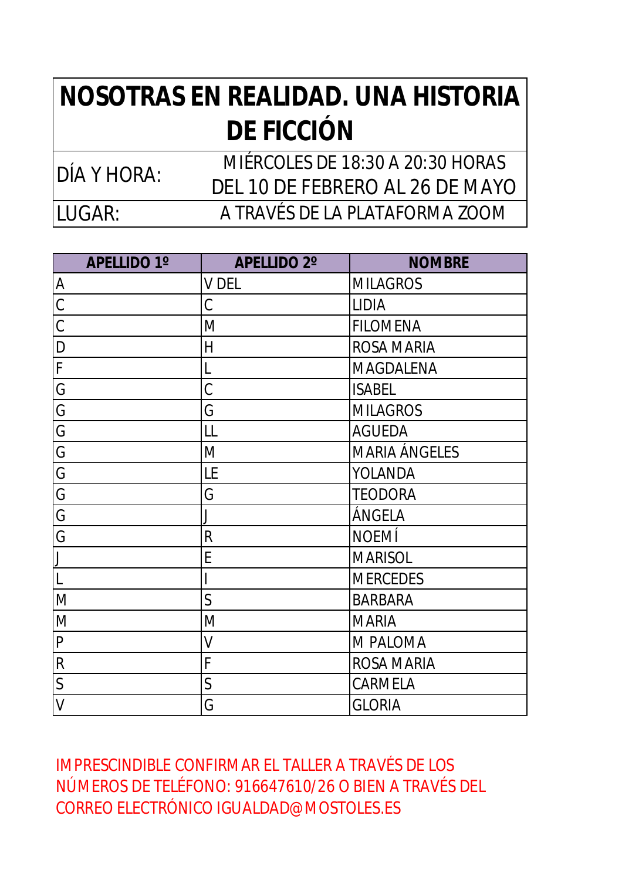# NOSOTRAS EN REALIDAD. UNA HISTORIA DE FICCIÓN

| | |
|---|---|
| DÍA Y HORA: | MIÉRCOLES DE 18:30 A 20:30 HORAS DEL 10 DE FEBRERO AL 26 DE MAYO |
| LUGAR: | A TRAVÉS DE LA PLATAFORMA ZOOM |

| APELLIDO 1º | APELLIDO 2º | NOMBRE |
|---|---|---|
| A | V DEL | MILAGROS |
| C | C | LIDIA |
| C | M | FILOMENA |
| D | H | ROSA MARIA |
| F | L | MAGDALENA |
| G | C | ISABEL |
| G | G | MILAGROS |
| G | LL | AGUEDA |
| G | M | MARIA ÁNGELES |
| G | LE | YOLANDA |
| G | G | TEODORA |
| G | J | ÁNGELA |
| G | R | NOEMÍ |
| J | E | MARISOL |
| L | I | MERCEDES |
| M | S | BARBARA |
| M | M | MARIA |
| P | V | M PALOMA |
| R | F | ROSA MARIA |
| S | S | CARMELA |
| V | G | GLORIA |

IMPRESCINDIBLE CONFIRMAR EL TALLER A TRAVÉS DE LOS NÚMEROS DE TELÉFONO: 916647610/26 O BIEN A TRAVÉS DEL CORREO ELECTRÓNICO IGUALDAD@MOSTOLES.ES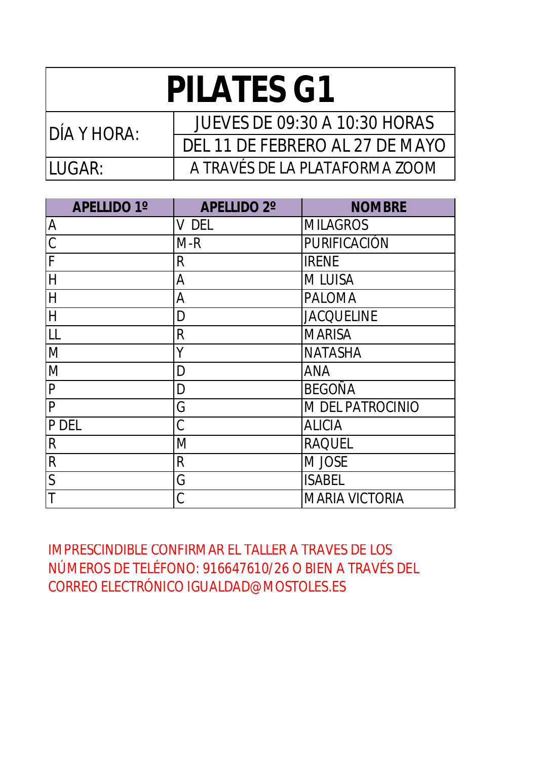# PILATES G1

| | |
|---|---|
| DÍA Y HORA: | JUEVES DE 09:30 A 10:30 HORAS |
| | DEL 11 DE FEBRERO AL 27 DE MAYO |
| LUGAR: | A TRAVÉS DE LA PLATAFORMA ZOOM |

| APELLIDO 1º | APELLIDO 2º | NOMBRE |
|---|---|---|
| A | V DEL | MILAGROS |
| C | M-R | PURIFICACIÓN |
| F | R | IRENE |
| H | A | M LUISA |
| H | A | PALOMA |
| H | D | JACQUELINE |
| LL | R | MARISA |
| M | Y | NATASHA |
| M | D | ANA |
| P | D | BEGOÑA |
| P | G | M DEL PATROCINIO |
| P DEL | C | ALICIA |
| R | M | RAQUEL |
| R | R | M JOSE |
| S | G | ISABEL |
| T | C | MARIA VICTORIA |

IMPRESCINDIBLE CONFIRMAR EL TALLER A TRAVES DE LOS NÚMEROS DE TELÉFONO: 916647610/26 O BIEN A TRAVÉS DEL CORREO ELECTRÓNICO IGUALDAD@MOSTOLES.ES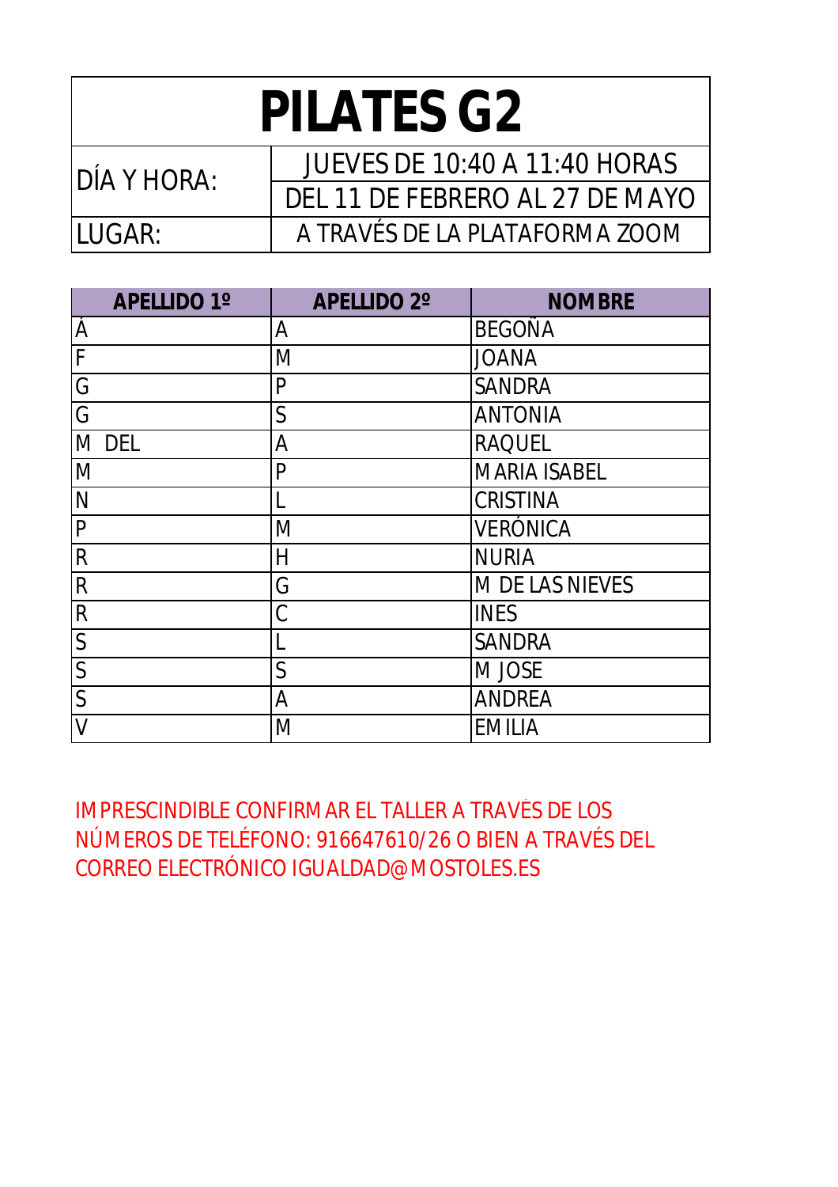# PILATES G2

| | |
|---|---|
| DÍA Y HORA: | JUEVES DE 10:40 A 11:40 HORAS<br>DEL 11 DE FEBRERO AL 27 DE MAYO |
| LUGAR: | A TRAVÉS DE LA PLATAFORMA ZOOM |

| APELLIDO 1º | APELLIDO 2º | NOMBRE |
|---|---|---|
| Á | A | BEGOÑA |
| F | M | JOANA |
| G | P | SANDRA |
| G | S | ANTONIA |
| M DEL | A | RAQUEL |
| M | P | MARIA ISABEL |
| N | L | CRISTINA |
| P | M | VERÓNICA |
| R | H | NURIA |
| R | G | M DE LAS NIEVES |
| R | C | INES |
| S | L | SANDRA |
| S | S | M JOSE |
| S | A | ANDREA |
| V | M | EMILIA |

IMPRESCINDIBLE CONFIRMAR EL TALLER A TRAVÉS DE LOS NÚMEROS DE TELÉFONO: 916647610/26 O BIEN A TRAVÉS DEL CORREO ELECTRÓNICO IGUALDAD@MOSTOLES.ES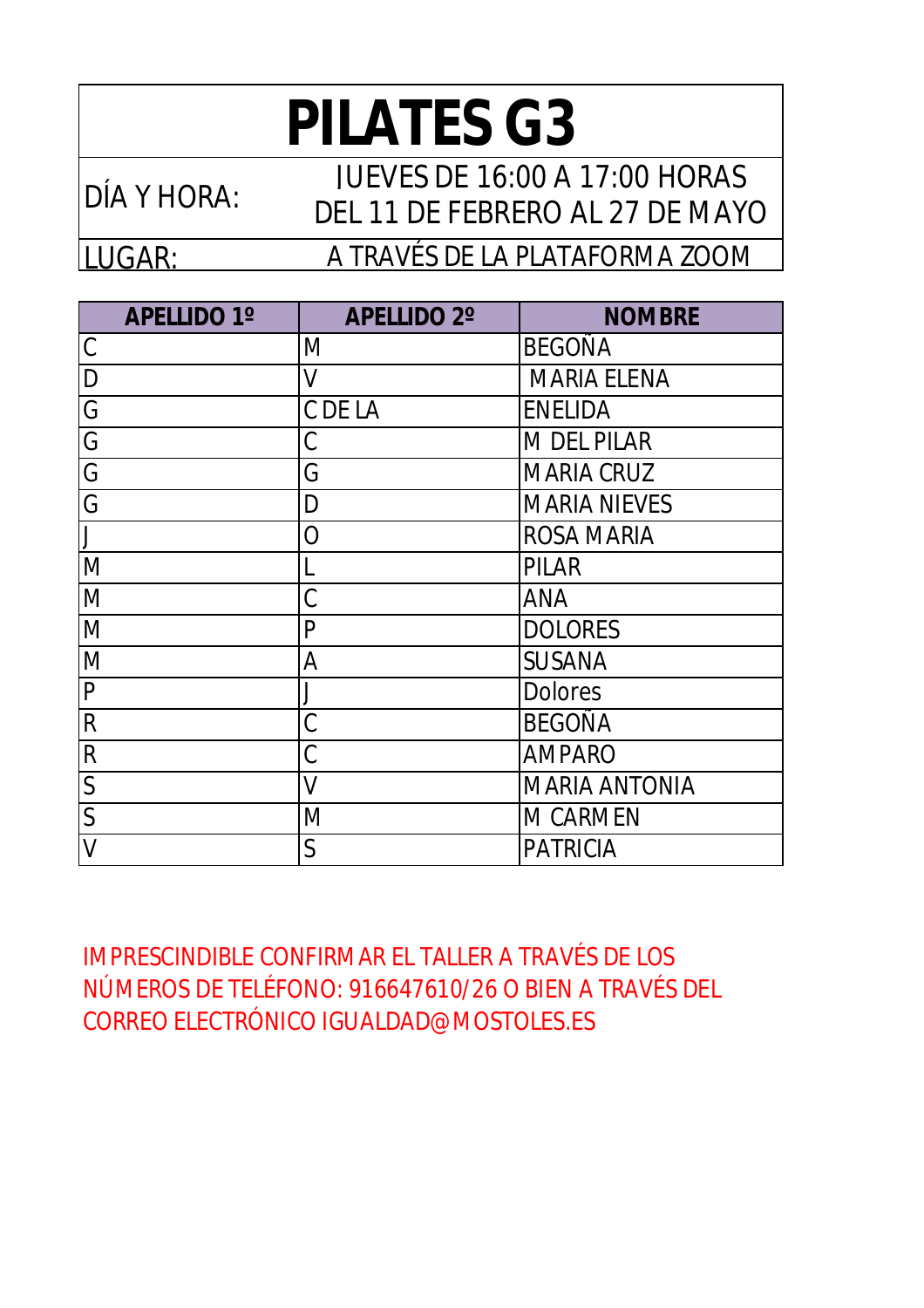# PILATES G3

| | |
|---|---|
| DÍA Y HORA: | JUEVES DE 16:00 A 17:00 HORAS<br>DEL 11 DE FEBRERO AL 27 DE MAYO |
| LUGAR: | A TRAVÉS DE LA PLATAFORMA ZOOM |

| APELLIDO 1º | APELLIDO 2º | NOMBRE |
|---|---|---|
| C | M | BEGOÑA |
| D | V | MARIA ELENA |
| G | C DE LA | ENELIDA |
| G | C | M DEL PILAR |
| G | G | MARIA CRUZ |
| G | D | MARIA NIEVES |
| J | O | ROSA MARIA |
| M | L | PILAR |
| M | C | ANA |
| M | P | DOLORES |
| M | A | SUSANA |
| P | J | Dolores |
| R | C | BEGOÑA |
| R | C | AMPARO |
| S | V | MARIA ANTONIA |
| S | M | M CARMEN |
| V | S | PATRICIA |

IMPRESCINDIBLE CONFIRMAR EL TALLER A TRAVÉS DE LOS NÚMEROS DE TELÉFONO: 916647610/26 O BIEN A TRAVÉS DEL CORREO ELECTRÓNICO IGUALDAD@MOSTOLES.ES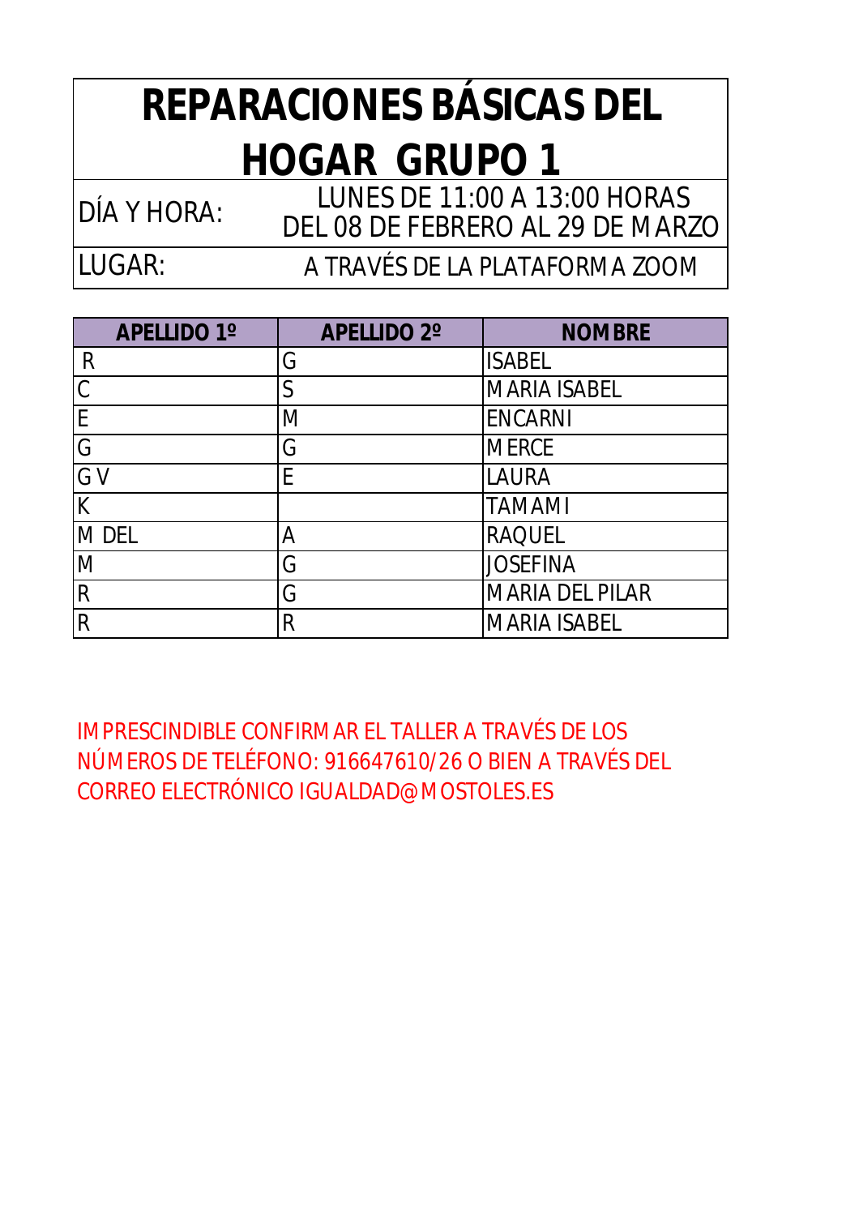# REPARACIONES BÁSICAS DEL HOGAR GRUPO 1

| | |
|---|---|
| DÍA Y HORA: | LUNES DE 11:00 A 13:00 HORAS DEL 08 DE FEBRERO AL 29 DE MARZO |
| LUGAR: | A TRAVÉS DE LA PLATAFORMA ZOOM |

| APELLIDO 1º | APELLIDO 2º | NOMBRE |
|---|---|---|
| R | G | ISABEL |
| C | S | MARIA ISABEL |
| E | M | ENCARNI |
| G | G | MERCE |
| G V | E | LAURA |
| K | | TAMAMI |
| M DEL | A | RAQUEL |
| M | G | JOSEFINA |
| R | G | MARIA DEL PILAR |
| R | R | MARIA ISABEL |

IMPRESCINDIBLE CONFIRMAR EL TALLER A TRAVÉS DE LOS NÚMEROS DE TELÉFONO: 916647610/26 O BIEN A TRAVÉS DEL CORREO ELECTRÓNICO IGUALDAD@MOSTOLES.ES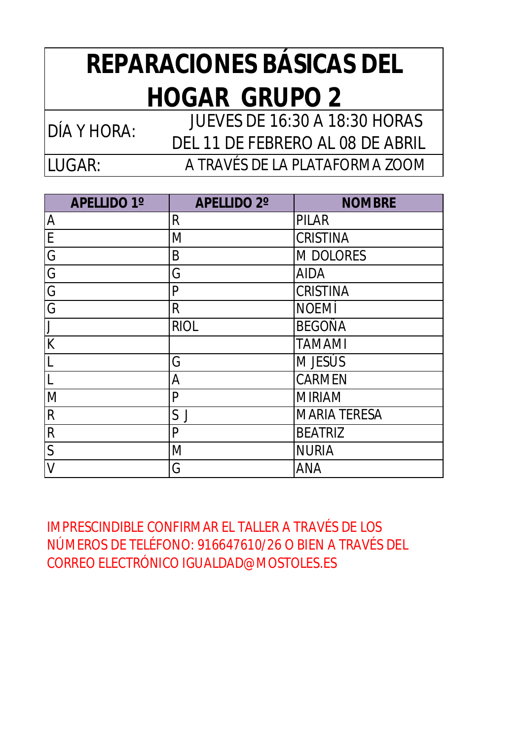# REPARACIONES BÁSICAS DEL HOGAR GRUPO 2

| | |
|---|---|
| DÍA Y HORA: | JUEVES DE 16:30 A 18:30 HORAS DEL 11 DE FEBRERO AL 08 DE ABRIL |
| LUGAR: | A TRAVÉS DE LA PLATAFORMA ZOOM |

| APELLIDO 1º | APELLIDO 2º | NOMBRE |
|---|---|---|
| A | R | PILAR |
| E | M | CRISTINA |
| G | B | M DOLORES |
| G | G | AIDA |
| G | P | CRISTINA |
| G | R | NOEMÍ |
| J | RIOL | BEGOÑA |
| K | | TAMAMI |
| L | G | M JESÚS |
| L | A | CARMEN |
| M | P | MIRIAM |
| R | S J | MARIA TERESA |
| R | P | BEATRIZ |
| S | M | NURIA |
| V | G | ANA |

IMPRESCINDIBLE CONFIRMAR EL TALLER A TRAVÉS DE LOS NÚMEROS DE TELÉFONO: 916647610/26 O BIEN A TRAVÉS DEL CORREO ELECTRÓNICO IGUALDAD@MOSTOLES.ES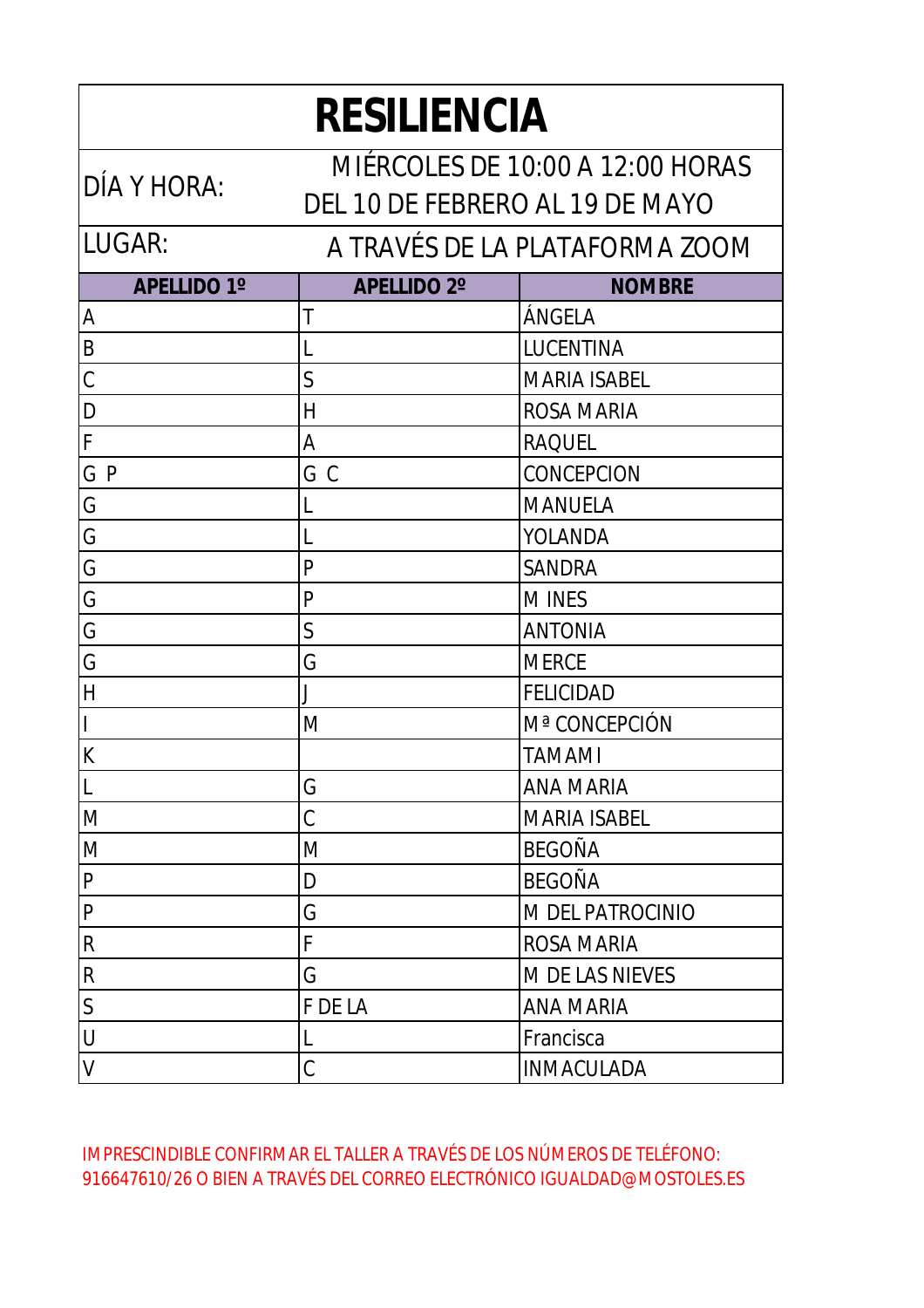# RESILIENCIA

| DÍA Y HORA: | MIÉRCOLES DE 10:00 A 12:00 HORAS DEL 10 DE FEBRERO AL 19 DE MAYO |
|---|---|
| LUGAR: | A TRAVÉS DE LA PLATAFORMA ZOOM |

| APELLIDO 1º | APELLIDO 2º | NOMBRE |
|---|---|---|
| A | T | ÁNGELA |
| B | L | LUCENTINA |
| C | S | MARIA ISABEL |
| D | H | ROSA MARIA |
| F | A | RAQUEL |
| G P | G C | CONCEPCION |
| G | L | MANUELA |
| G | L | YOLANDA |
| G | P | SANDRA |
| G | P | M INES |
| G | S | ANTONIA |
| G | G | MERCE |
| H | J | FELICIDAD |
| I | M | Mª CONCEPCIÓN |
| K | | TAMAMI |
| L | G | ANA MARIA |
| M | C | MARIA ISABEL |
| M | M | BEGOÑA |
| P | D | BEGOÑA |
| P | G | M DEL PATROCINIO |
| R | F | ROSA MARIA |
| R | G | M DE LAS NIEVES |
| S | F DE LA | ANA MARIA |
| U | L | Francisca |
| V | C | INMACULADA |

IMPRESCINDIBLE CONFIRMAR EL TALLER A TRAVÉS DE LOS NÚMEROS DE TELÉFONO: 916647610/26 O BIEN A TRAVÉS DEL CORREO ELECTRÓNICO IGUALDAD@MOSTOLES.ES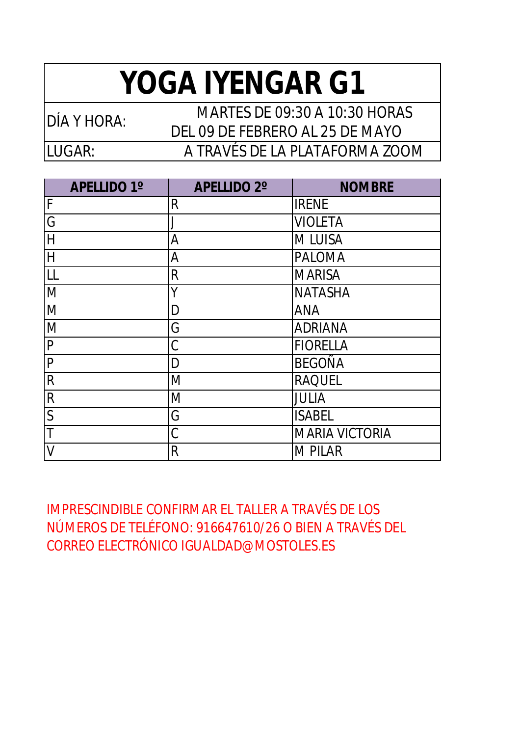# YOGA IYENGAR G1

| | |
|---|---|
| DÍA Y HORA: | MARTES DE 09:30 A 10:30 HORAS DEL 09 DE FEBRERO AL 25 DE MAYO |
| LUGAR: | A TRAVÉS DE LA PLATAFORMA ZOOM |

| APELLIDO 1º | APELLIDO 2º | NOMBRE |
|---|---|---|
| F | R | IRENE |
| G | J | VIOLETA |
| H | A | M LUISA |
| H | A | PALOMA |
| LL | R | MARISA |
| M | Y | NATASHA |
| M | D | ANA |
| M | G | ADRIANA |
| P | C | FIORELLA |
| P | D | BEGOÑA |
| R | M | RAQUEL |
| R | M | JULIA |
| S | G | ISABEL |
| T | C | MARIA VICTORIA |
| V | R | M PILAR |

IMPRESCINDIBLE CONFIRMAR EL TALLER A TRAVÉS DE LOS NÚMEROS DE TELÉFONO: 916647610/26 O BIEN A TRAVÉS DEL CORREO ELECTRÓNICO IGUALDAD@MOSTOLES.ES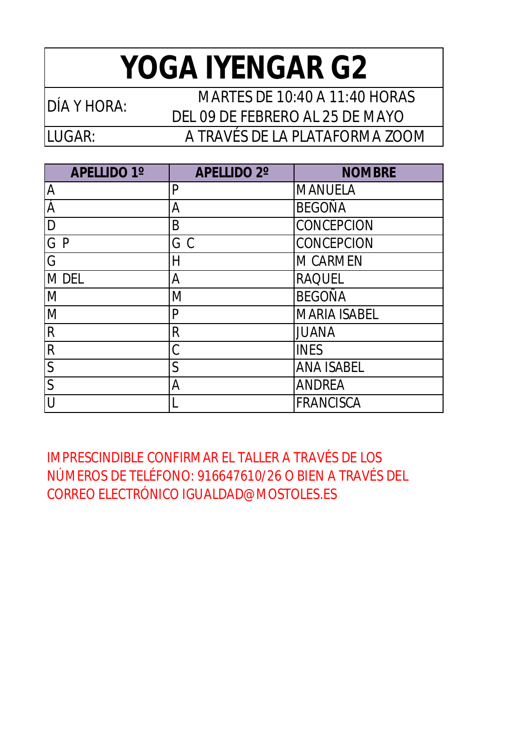# YOGA IYENGAR G2

| | |
|---|---|
| DÍA Y HORA: | MARTES DE 10:40 A 11:40 HORAS<br>DEL 09 DE FEBRERO AL 25 DE MAYO |
| LUGAR: | A TRAVÉS DE LA PLATAFORMA ZOOM |

| APELLIDO 1º | APELLIDO 2º | NOMBRE |
|---|---|---|
| A | P | MANUELA |
| Á | A | BEGOÑA |
| D | B | CONCEPCION |
| G P | G C | CONCEPCION |
| G | H | M CARMEN |
| M DEL | A | RAQUEL |
| M | M | BEGOÑA |
| M | P | MARIA ISABEL |
| R | R | JUANA |
| R | C | INES |
| S | S | ANA ISABEL |
| S | A | ANDREA |
| U | L | FRANCISCA |

IMPRESCINDIBLE CONFIRMAR EL TALLER A TRAVÉS DE LOS NÚMEROS DE TELÉFONO: 916647610/26 O BIEN A TRAVÉS DEL CORREO ELECTRÓNICO IGUALDAD@MOSTOLES.ES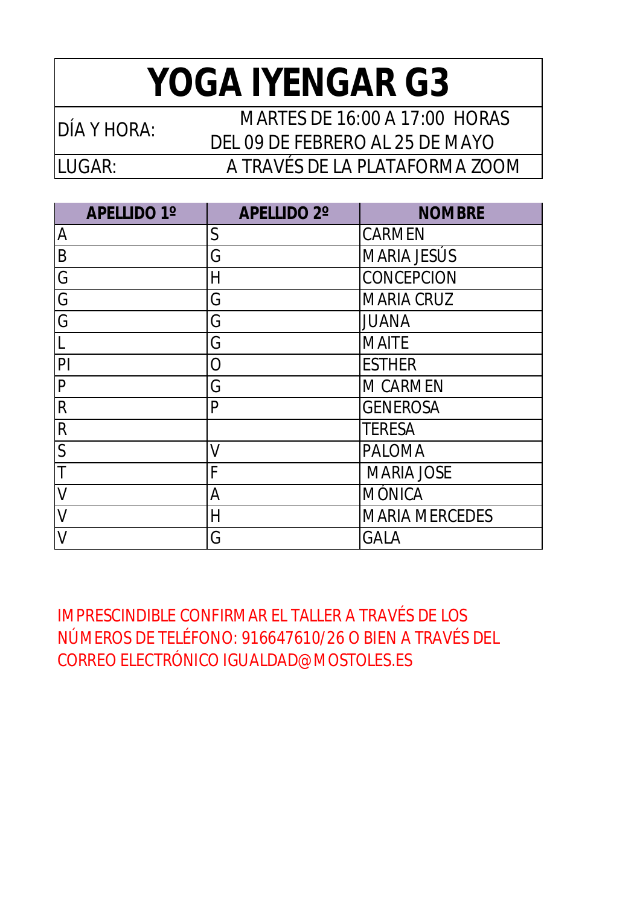# YOGA IYENGAR G3

| | |
|---|---|
| DÍA Y HORA: | MARTES DE 16:00 A 17:00 HORAS<br>DEL 09 DE FEBRERO AL 25 DE MAYO |
| LUGAR: | A TRAVÉS DE LA PLATAFORMA ZOOM |

| APELLIDO 1º | APELLIDO 2º | NOMBRE |
|---|---|---|
| A | S | CARMEN |
| B | G | MARIA JESÚS |
| G | H | CONCEPCION |
| G | G | MARIA CRUZ |
| G | G | JUANA |
| L | G | MAITE |
| PI | O | ESTHER |
| P | G | M CARMEN |
| R | P | GENEROSA |
| R | | TERESA |
| S | V | PALOMA |
| T | F | MARIA JOSE |
| V | A | MÓNICA |
| V | H | MARIA MERCEDES |
| V | G | GALA |

IMPRESCINDIBLE CONFIRMAR EL TALLER A TRAVÉS DE LOS NÚMEROS DE TELÉFONO: 916647610/26 O BIEN A TRAVÉS DEL CORREO ELECTRÓNICO IGUALDAD@MOSTOLES.ES